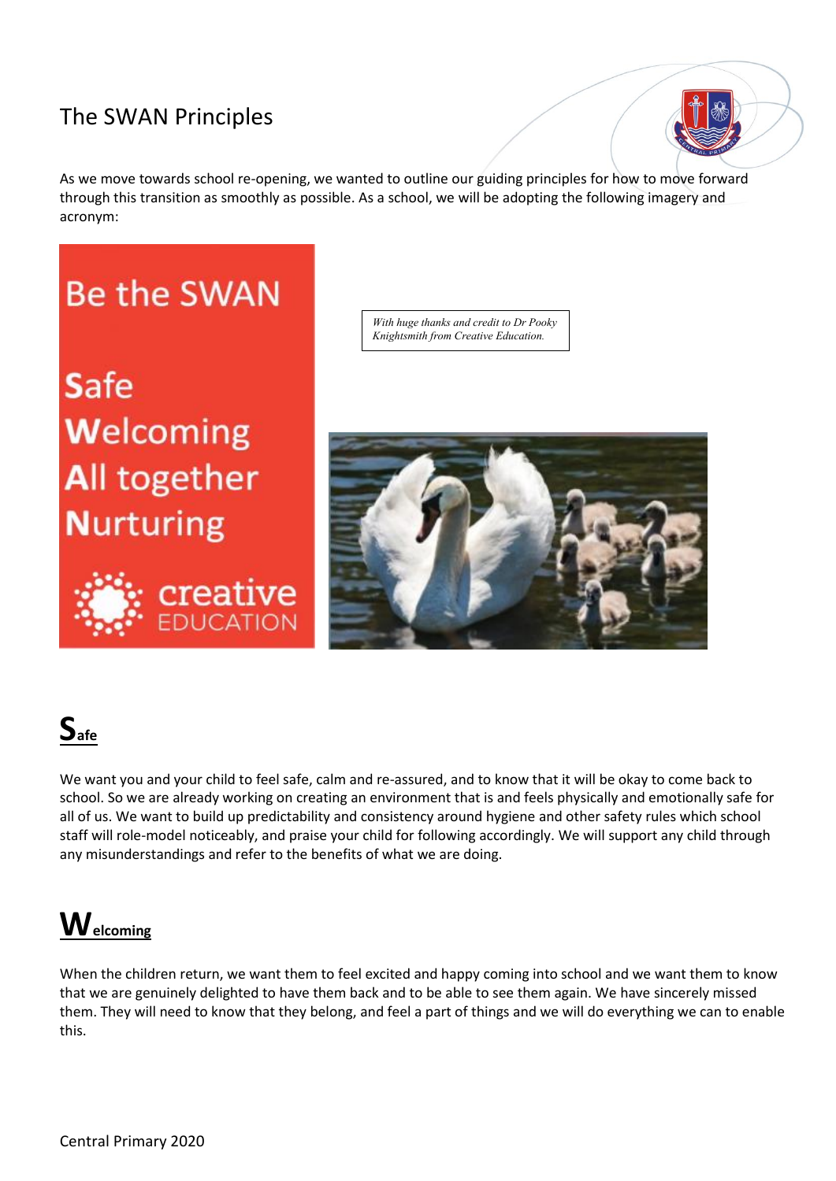# The SWAN Principles

As we move towards school re-opening, we wanted to outline our guiding principles for how to move forward through this transition as smoothly as possible. As a school, we will be adopting the following imagery and acronym:

Be the SWAN

**S**afe
**W**elcoming
**A**ll together
**N**urturing

creative EDUCATION

*With huge thanks and credit to Dr Pooky Knightsmith from Creative Education.*

## Safe

We want you and your child to feel safe, calm and re-assured, and to know that it will be okay to come back to school. So we are already working on creating an environment that is and feels physically and emotionally safe for all of us. We want to build up predictability and consistency around hygiene and other safety rules which school staff will role-model noticeably, and praise your child for following accordingly. We will support any child through any misunderstandings and refer to the benefits of what we are doing.

## Welcoming

When the children return, we want them to feel excited and happy coming into school and we want them to know that we are genuinely delighted to have them back and to be able to see them again. We have sincerely missed them. They will need to know that they belong, and feel a part of things and we will do everything we can to enable this.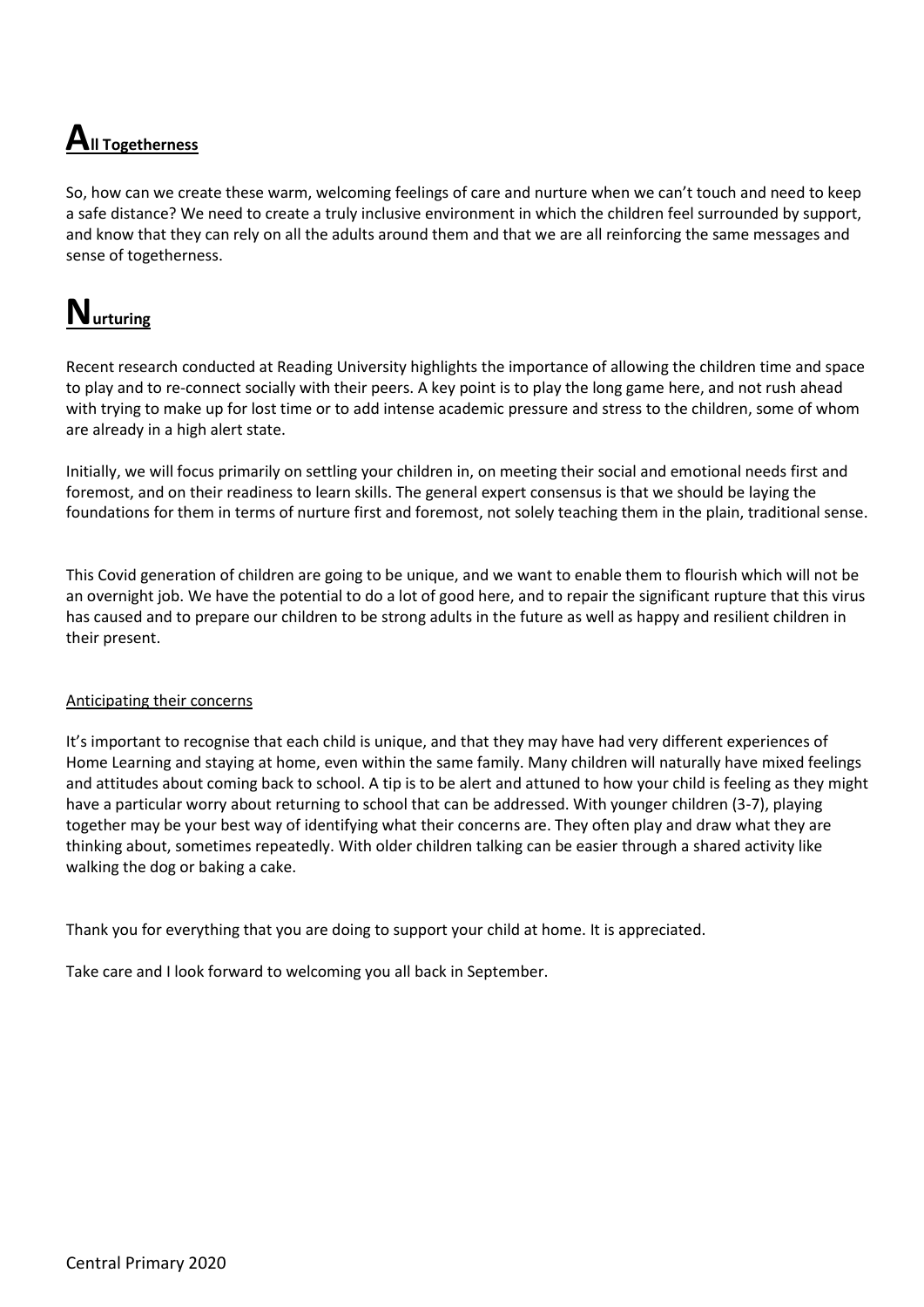## **A**ll Togetherness

So, how can we create these warm, welcoming feelings of care and nurture when we can't touch and need to keep a safe distance? We need to create a truly inclusive environment in which the children feel surrounded by support, and know that they can rely on all the adults around them and that we are all reinforcing the same messages and sense of togetherness.

## **N**urturing

Recent research conducted at Reading University highlights the importance of allowing the children time and space to play and to re-connect socially with their peers. A key point is to play the long game here, and not rush ahead with trying to make up for lost time or to add intense academic pressure and stress to the children, some of whom are already in a high alert state.

Initially, we will focus primarily on settling your children in, on meeting their social and emotional needs first and foremost, and on their readiness to learn skills. The general expert consensus is that we should be laying the foundations for them in terms of nurture first and foremost, not solely teaching them in the plain, traditional sense.

This Covid generation of children are going to be unique, and we want to enable them to flourish which will not be an overnight job. We have the potential to do a lot of good here, and to repair the significant rupture that this virus has caused and to prepare our children to be strong adults in the future as well as happy and resilient children in their present.

### Anticipating their concerns

It's important to recognise that each child is unique, and that they may have had very different experiences of Home Learning and staying at home, even within the same family. Many children will naturally have mixed feelings and attitudes about coming back to school. A tip is to be alert and attuned to how your child is feeling as they might have a particular worry about returning to school that can be addressed. With younger children (3-7), playing together may be your best way of identifying what their concerns are. They often play and draw what they are thinking about, sometimes repeatedly. With older children talking can be easier through a shared activity like walking the dog or baking a cake.

Thank you for everything that you are doing to support your child at home. It is appreciated.

Take care and I look forward to welcoming you all back in September.

Central Primary 2020